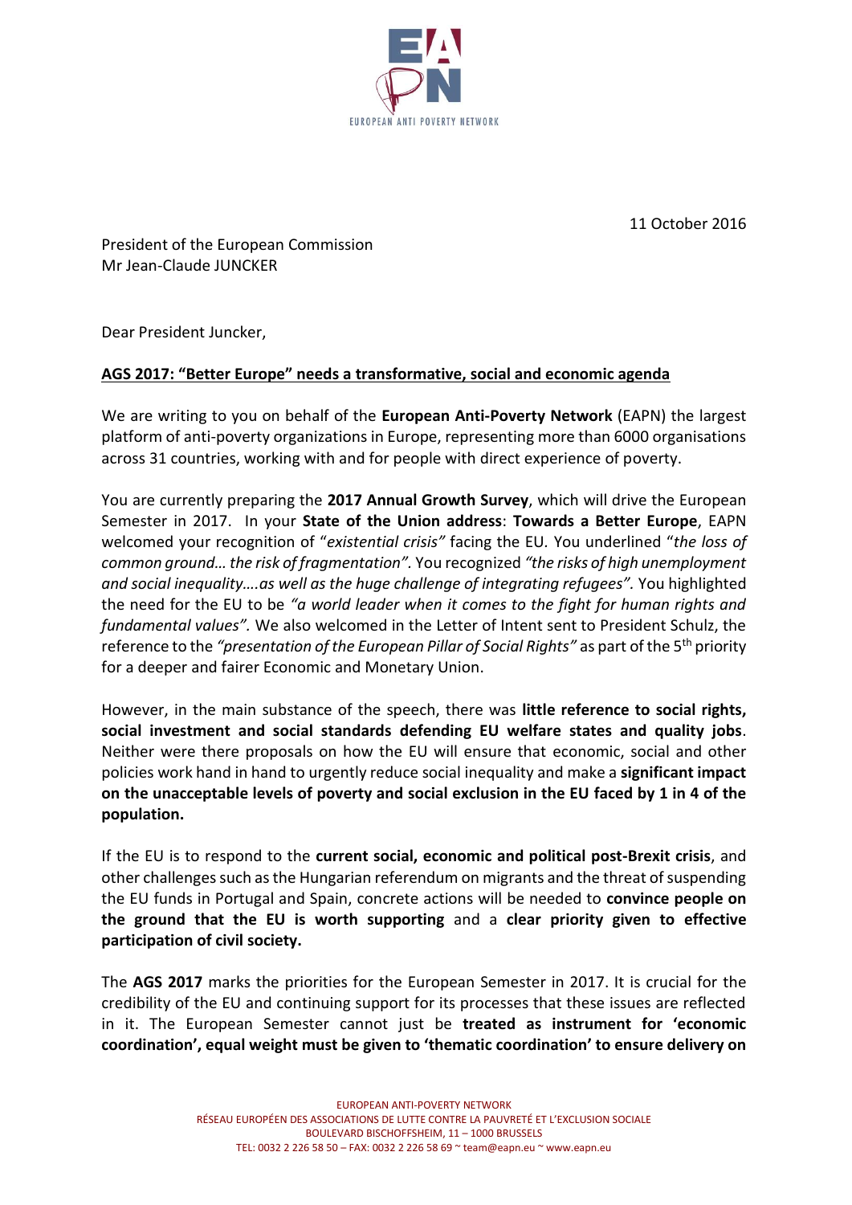EUROPEAN ANTI POVERTY NETWORK

11 October 2016

President of the European Commission
Mr Jean-Claude JUNCKER

Dear President Juncker,

**AGS 2017: "Better Europe" needs a transformative, social and economic agenda**

We are writing to you on behalf of the **European Anti-Poverty Network** (EAPN) the largest platform of anti-poverty organizations in Europe, representing more than 6000 organisations across 31 countries, working with and for people with direct experience of poverty.

You are currently preparing the **2017 Annual Growth Survey**, which will drive the European Semester in 2017. In your **State of the Union address**: **Towards a Better Europe**, EAPN welcomed your recognition of "*existential crisis"* facing the EU. You underlined "*the loss of common ground… the risk of fragmentation"*. You recognized *"the risks of high unemployment and social inequality….as well as the huge challenge of integrating refugees"*. You highlighted the need for the EU to be *"a world leader when it comes to the fight for human rights and fundamental values"*. We also welcomed in the Letter of Intent sent to President Schulz, the reference to the *"presentation of the European Pillar of Social Rights"* as part of the 5th priority for a deeper and fairer Economic and Monetary Union.

However, in the main substance of the speech, there was **little reference to social rights, social investment and social standards defending EU welfare states and quality jobs**. Neither were there proposals on how the EU will ensure that economic, social and other policies work hand in hand to urgently reduce social inequality and make a **significant impact on the unacceptable levels of poverty and social exclusion in the EU faced by 1 in 4 of the population.**

If the EU is to respond to the **current social, economic and political post-Brexit crisis**, and other challenges such as the Hungarian referendum on migrants and the threat of suspending the EU funds in Portugal and Spain, concrete actions will be needed to **convince people on the ground that the EU is worth supporting** and a **clear priority given to effective participation of civil society.**

The **AGS 2017** marks the priorities for the European Semester in 2017. It is crucial for the credibility of the EU and continuing support for its processes that these issues are reflected in it. The European Semester cannot just be **treated as instrument for 'economic coordination', equal weight must be given to 'thematic coordination' to ensure delivery on**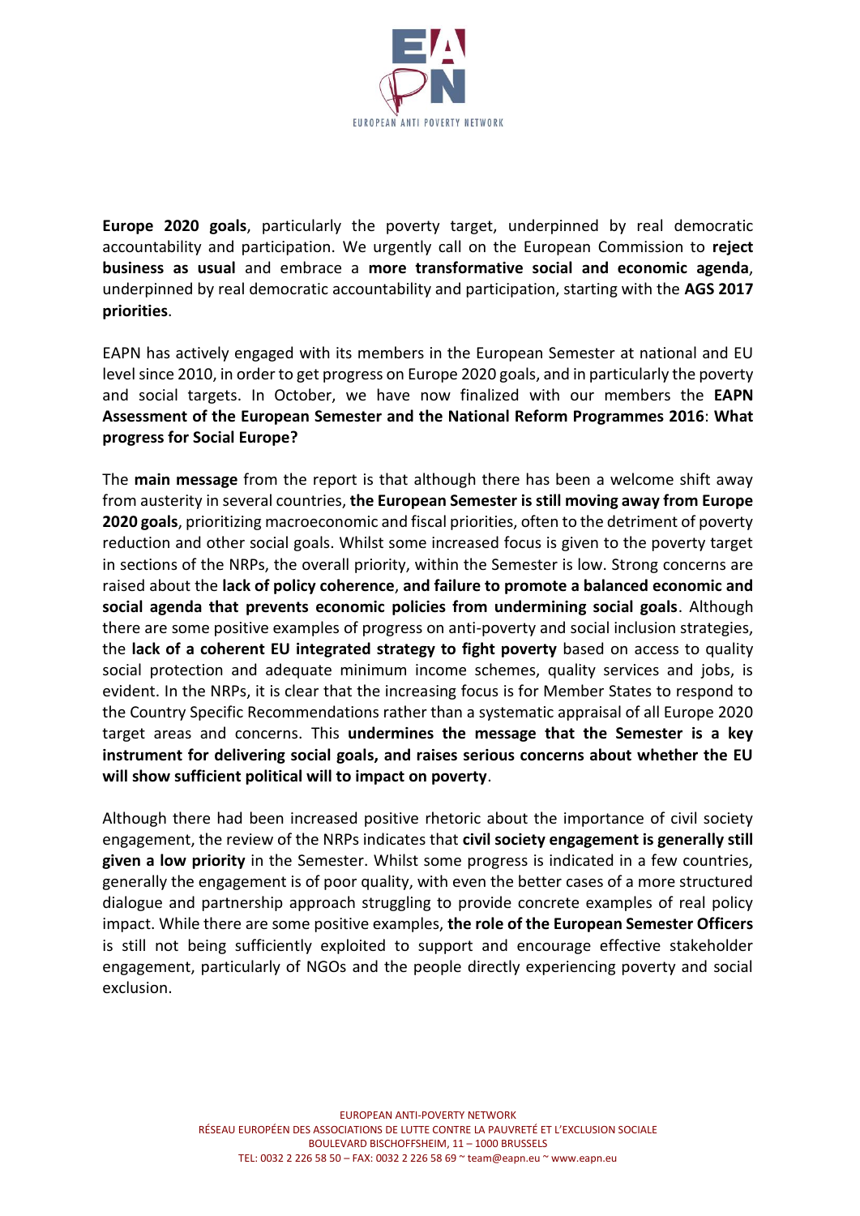**Europe 2020 goals**, particularly the poverty target, underpinned by real democratic accountability and participation. We urgently call on the European Commission to **reject business as usual** and embrace a **more transformative social and economic agenda**, underpinned by real democratic accountability and participation, starting with the **AGS 2017 priorities**.

EAPN has actively engaged with its members in the European Semester at national and EU level since 2010, in order to get progress on Europe 2020 goals, and in particularly the poverty and social targets. In October, we have now finalized with our members the **EAPN Assessment of the European Semester and the National Reform Programmes 2016**: **What progress for Social Europe?**

The **main message** from the report is that although there has been a welcome shift away from austerity in several countries, **the European Semester is still moving away from Europe 2020 goals**, prioritizing macroeconomic and fiscal priorities, often to the detriment of poverty reduction and other social goals. Whilst some increased focus is given to the poverty target in sections of the NRPs, the overall priority, within the Semester is low. Strong concerns are raised about the **lack of policy coherence**, **and failure to promote a balanced economic and social agenda that prevents economic policies from undermining social goals**. Although there are some positive examples of progress on anti-poverty and social inclusion strategies, the **lack of a coherent EU integrated strategy to fight poverty** based on access to quality social protection and adequate minimum income schemes, quality services and jobs, is evident. In the NRPs, it is clear that the increasing focus is for Member States to respond to the Country Specific Recommendations rather than a systematic appraisal of all Europe 2020 target areas and concerns. This **undermines the message that the Semester is a key instrument for delivering social goals, and raises serious concerns about whether the EU will show sufficient political will to impact on poverty**.

Although there had been increased positive rhetoric about the importance of civil society engagement, the review of the NRPs indicates that **civil society engagement is generally still given a low priority** in the Semester. Whilst some progress is indicated in a few countries, generally the engagement is of poor quality, with even the better cases of a more structured dialogue and partnership approach struggling to provide concrete examples of real policy impact. While there are some positive examples, **the role of the European Semester Officers** is still not being sufficiently exploited to support and encourage effective stakeholder engagement, particularly of NGOs and the people directly experiencing poverty and social exclusion.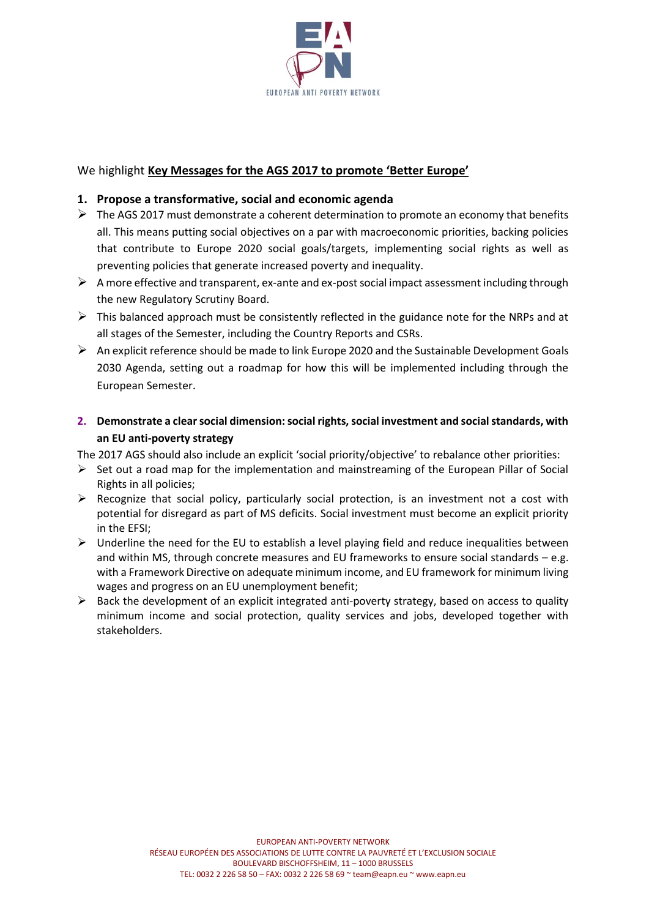We highlight **Key Messages for the AGS 2017 to promote 'Better Europe'**

1. **Propose a transformative, social and economic agenda**

- The AGS 2017 must demonstrate a coherent determination to promote an economy that benefits all. This means putting social objectives on a par with macroeconomic priorities, backing policies that contribute to Europe 2020 social goals/targets, implementing social rights as well as preventing policies that generate increased poverty and inequality.
- A more effective and transparent, ex-ante and ex-post social impact assessment including through the new Regulatory Scrutiny Board.
- This balanced approach must be consistently reflected in the guidance note for the NRPs and at all stages of the Semester, including the Country Reports and CSRs.
- An explicit reference should be made to link Europe 2020 and the Sustainable Development Goals 2030 Agenda, setting out a roadmap for how this will be implemented including through the European Semester.

2. **Demonstrate a clear social dimension: social rights, social investment and social standards, with an EU anti-poverty strategy**

The 2017 AGS should also include an explicit 'social priority/objective' to rebalance other priorities:

- Set out a road map for the implementation and mainstreaming of the European Pillar of Social Rights in all policies;
- Recognize that social policy, particularly social protection, is an investment not a cost with potential for disregard as part of MS deficits. Social investment must become an explicit priority in the EFSI;
- Underline the need for the EU to establish a level playing field and reduce inequalities between and within MS, through concrete measures and EU frameworks to ensure social standards – e.g. with a Framework Directive on adequate minimum income, and EU framework for minimum living wages and progress on an EU unemployment benefit;
- Back the development of an explicit integrated anti-poverty strategy, based on access to quality minimum income and social protection, quality services and jobs, developed together with stakeholders.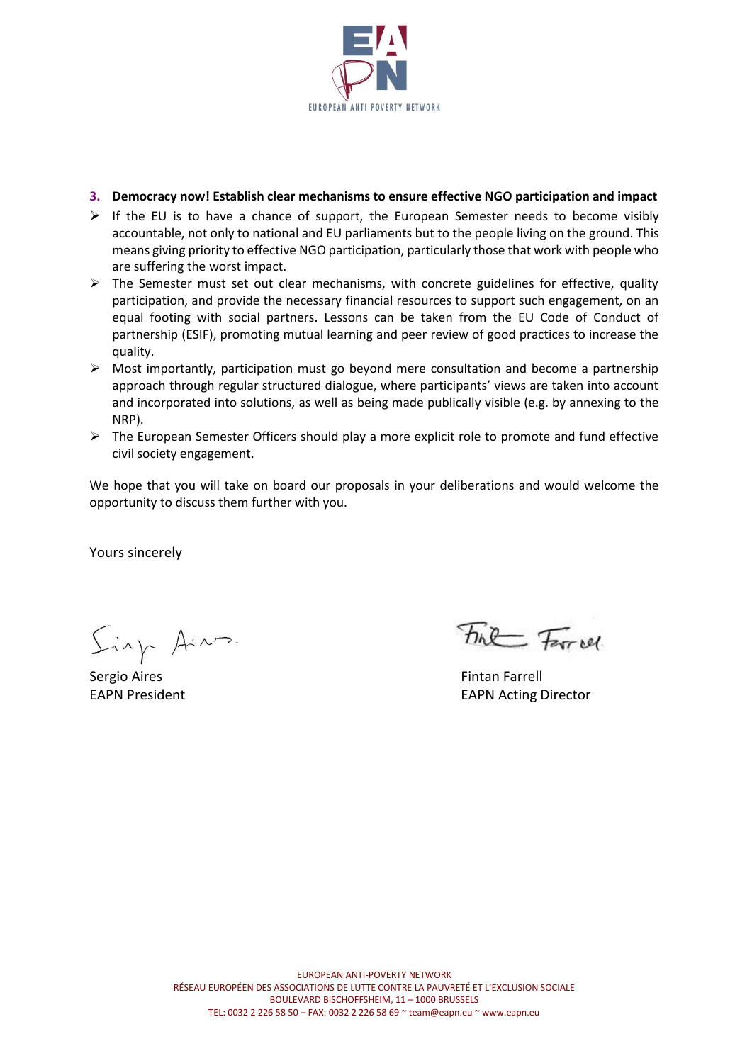**3. Democracy now! Establish clear mechanisms to ensure effective NGO participation and impact**

- If the EU is to have a chance of support, the European Semester needs to become visibly accountable, not only to national and EU parliaments but to the people living on the ground. This means giving priority to effective NGO participation, particularly those that work with people who are suffering the worst impact.
- The Semester must set out clear mechanisms, with concrete guidelines for effective, quality participation, and provide the necessary financial resources to support such engagement, on an equal footing with social partners. Lessons can be taken from the EU Code of Conduct of partnership (ESIF), promoting mutual learning and peer review of good practices to increase the quality.
- Most importantly, participation must go beyond mere consultation and become a partnership approach through regular structured dialogue, where participants' views are taken into account and incorporated into solutions, as well as being made publically visible (e.g. by annexing to the NRP).
- The European Semester Officers should play a more explicit role to promote and fund effective civil society engagement.

We hope that you will take on board our proposals in your deliberations and would welcome the opportunity to discuss them further with you.

Yours sincerely

Sergio Aires
EAPN President

Fintan Farrell
EAPN Acting Director

EUROPEAN ANTI-POVERTY NETWORK
RÉSEAU EUROPÉEN DES ASSOCIATIONS DE LUTTE CONTRE LA PAUVRETÉ ET L'EXCLUSION SOCIALE
BOULEVARD BISCHOFFSHEIM, 11 – 1000 BRUSSELS
TEL: 0032 2 226 58 50 – FAX: 0032 2 226 58 69 ~ team@eapn.eu ~ www.eapn.eu